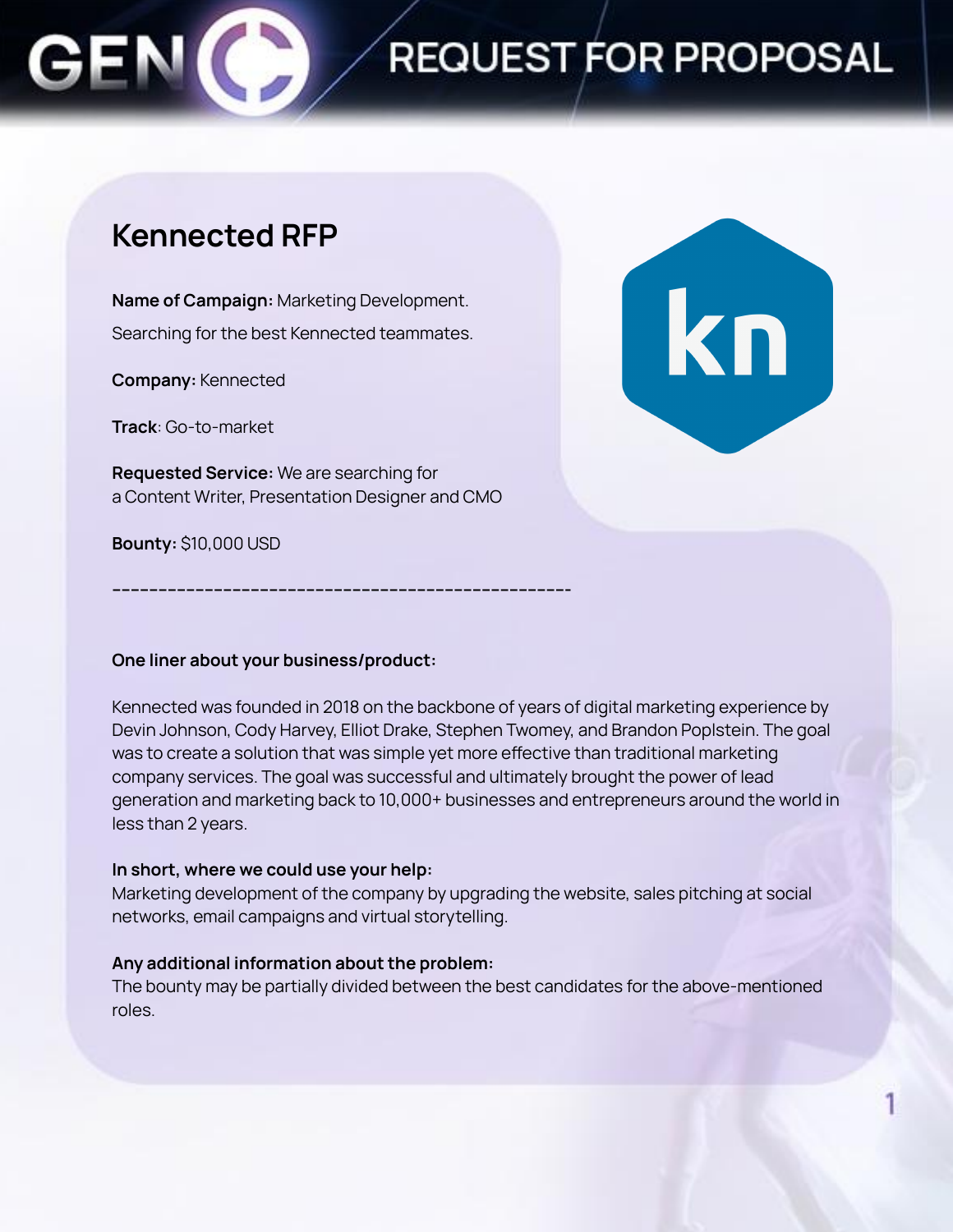# REQUEST FOR PROPOSAL

## Kennected RFP

**Name of Campaign:** Marketing Development.

Searching for the best Kennected teammates.

**Company:** Kennected

**Track**: Go-to-market

**Requested Service:** We are searching for a Content Writer, Presentation Designer and CMO

**Bounty:** $10,000 USD

---------------------------------------------------

**One liner about your business/product:**

Kennected was founded in 2018 on the backbone of years of digital marketing experience by Devin Johnson, Cody Harvey, Elliot Drake, Stephen Twomey, and Brandon Poplstein. The goal was to create a solution that was simple yet more effective than traditional marketing company services. The goal was successful and ultimately brought the power of lead generation and marketing back to 10,000+ businesses and entrepreneurs around the world in less than 2 years.

**In short, where we could use your help:**
Marketing development of the company by upgrading the website, sales pitching at social networks, email campaigns and virtual storytelling.

**Any additional information about the problem:**
The bounty may be partially divided between the best candidates for the above-mentioned roles.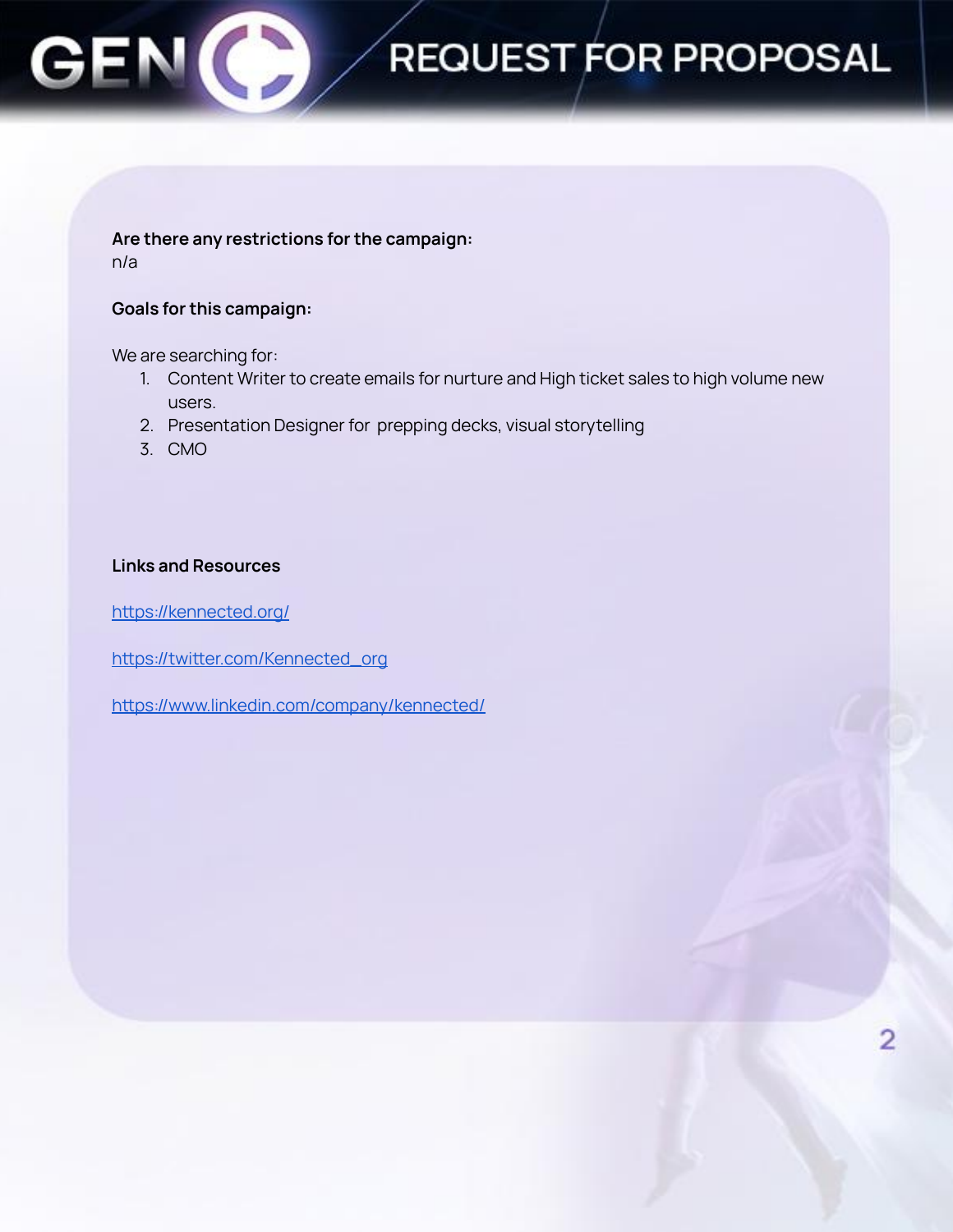**Are there any restrictions for the campaign:**
n/a

**Goals for this campaign:**

We are searching for:

1. Content Writer to create emails for nurture and High ticket sales to high volume new users.
2. Presentation Designer for prepping decks, visual storytelling
3. CMO

**Links and Resources**

https://kennected.org/

https://twitter.com/Kennected_org

https://www.linkedin.com/company/kennected/